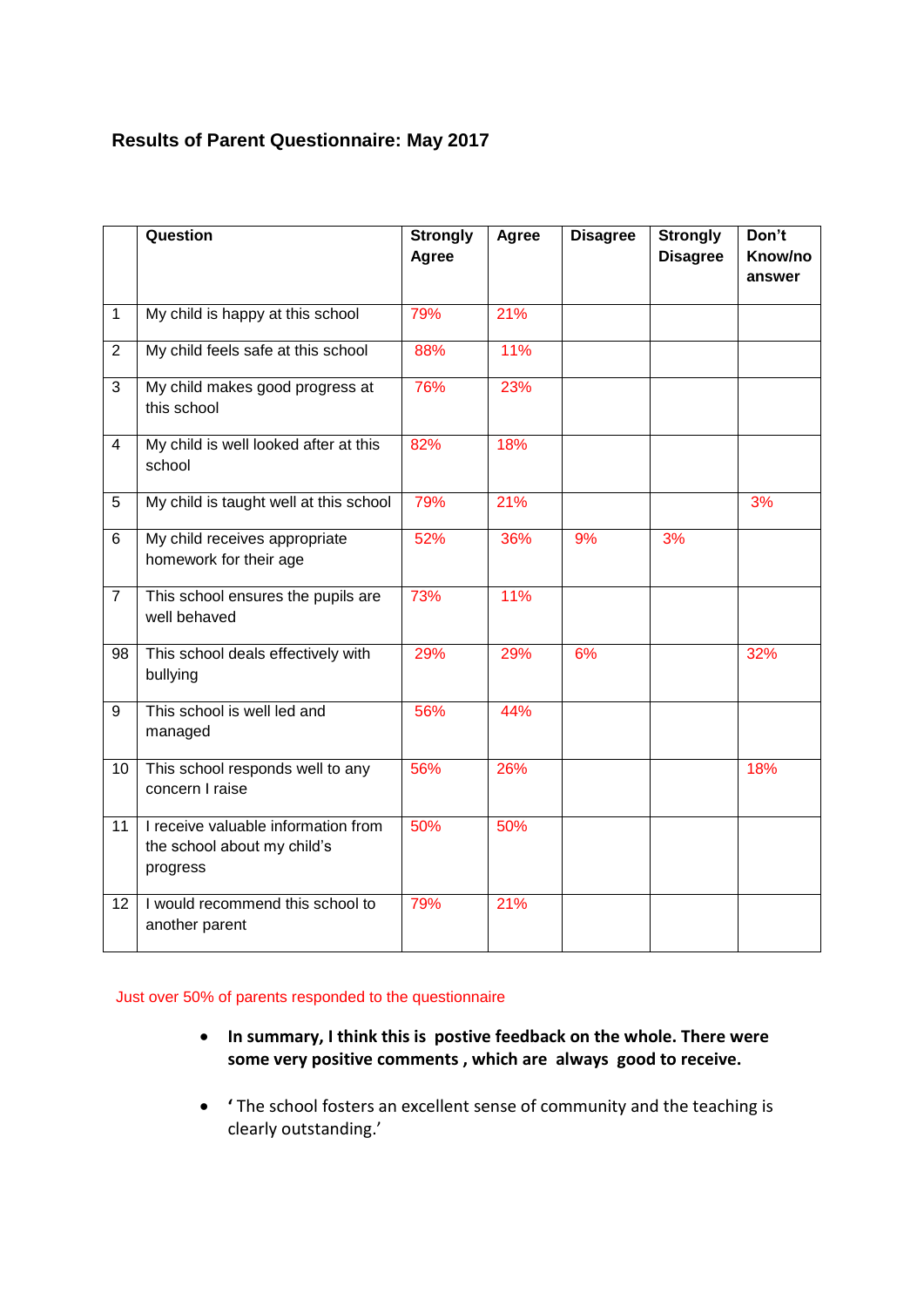### Results of Parent Questionnaire: May 2017

| | Question | Strongly Agree | Agree | Disagree | Strongly Disagree | Don't Know/no answer |
|---|---|---|---|---|---|---|
| 1 | My child is happy at this school | 79% | 21% | | | |
| 2 | My child feels safe at this school | 88% | 11% | | | |
| 3 | My child makes good progress at this school | 76% | 23% | | | |
| 4 | My child is well looked after at this school | 82% | 18% | | | |
| 5 | My child is taught well at this school | 79% | 21% | | | 3% |
| 6 | My child receives appropriate homework for their age | 52% | 36% | 9% | 3% | |
| 7 | This school ensures the pupils are well behaved | 73% | 11% | | | |
| 98 | This school deals effectively with bullying | 29% | 29% | 6% | | 32% |
| 9 | This school is well led and managed | 56% | 44% | | | |
| 10 | This school responds well to any concern I raise | 56% | 26% | | | 18% |
| 11 | I receive valuable information from the school about my child's progress | 50% | 50% | | | |
| 12 | I would recommend this school to another parent | 79% | 21% | | | |

Just over 50% of parents responded to the questionnaire

- **In summary, I think this is postive feedback on the whole. There were some very positive comments , which are always good to receive.**
- **'** The school fosters an excellent sense of community and the teaching is clearly outstanding.'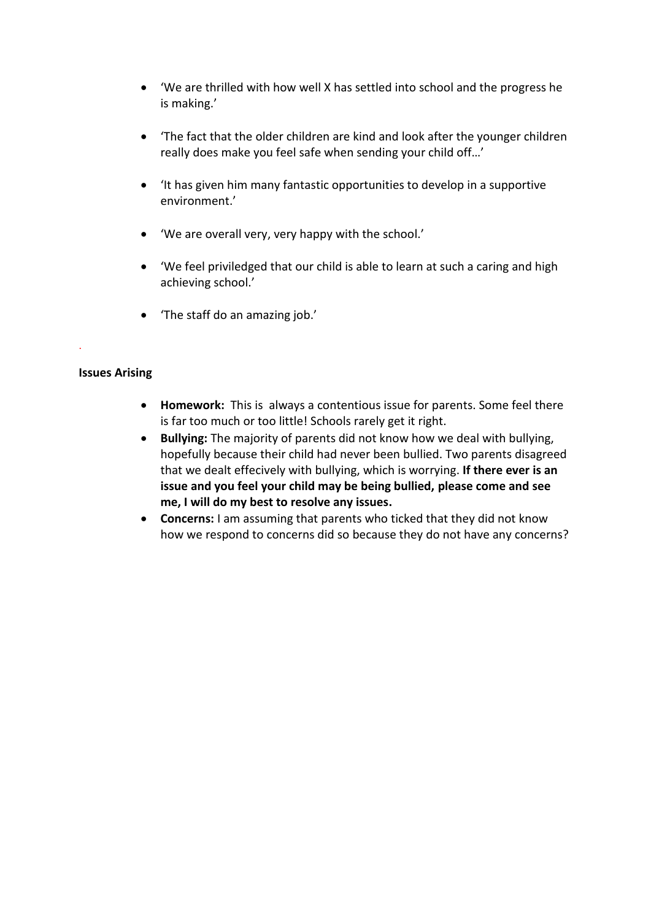- 'We are thrilled with how well X has settled into school and the progress he is making.'

- 'The fact that the older children are kind and look after the younger children really does make you feel safe when sending your child off…'

- 'It has given him many fantastic opportunities to develop in a supportive environment.'

- 'We are overall very, very happy with the school.'

- 'We feel priviledged that our child is able to learn at such a caring and high achieving school.'

- 'The staff do an amazing job.'

**Issues Arising**

- **Homework:** This is always a contentious issue for parents. Some feel there is far too much or too little! Schools rarely get it right.
- **Bullying:** The majority of parents did not know how we deal with bullying, hopefully because their child had never been bullied. Two parents disagreed that we dealt effecively with bullying, which is worrying. **If there ever is an issue and you feel your child may be being bullied, please come and see me, I will do my best to resolve any issues.**
- **Concerns:** I am assuming that parents who ticked that they did not know how we respond to concerns did so because they do not have any concerns?